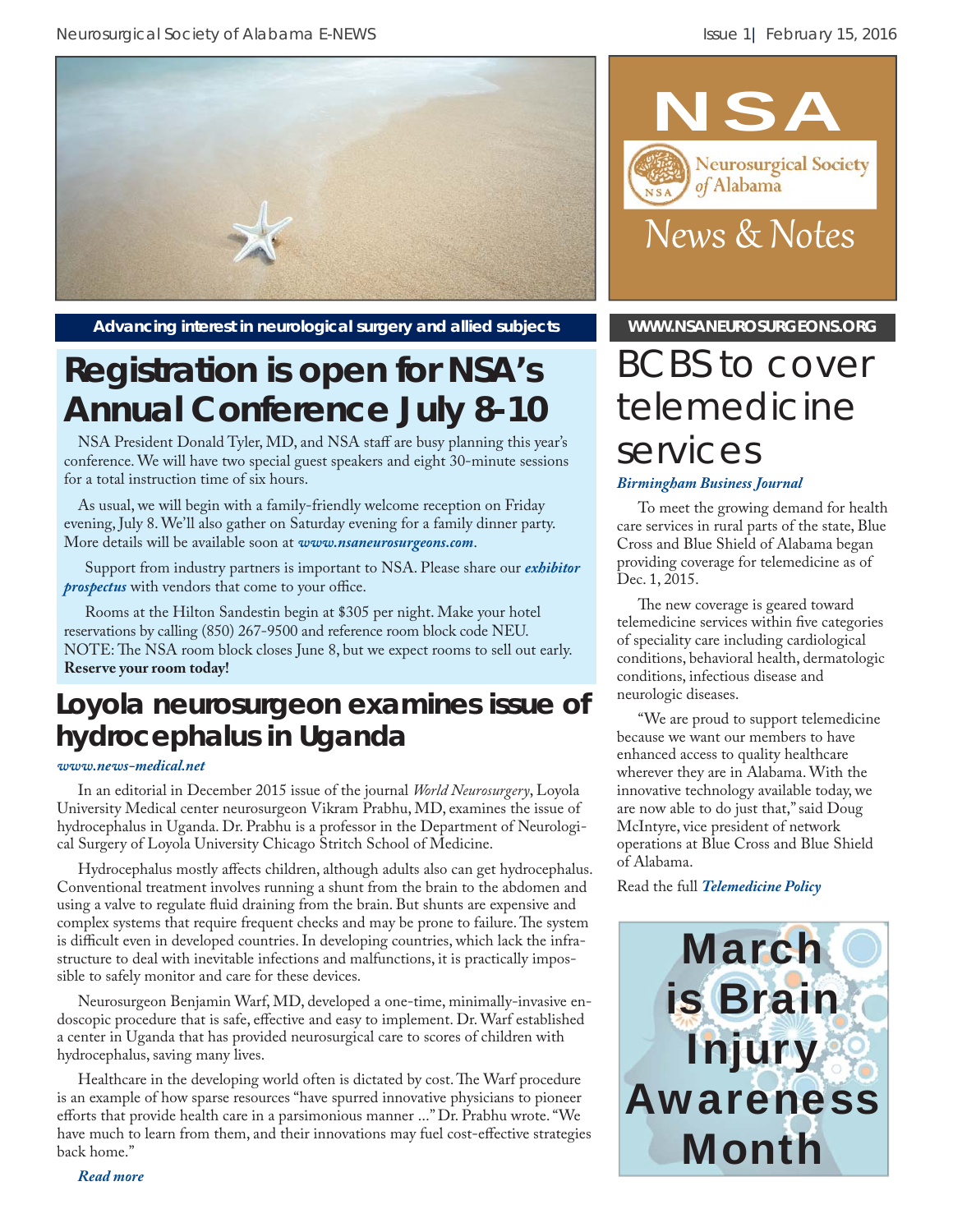# NSA

Neurosurgical Society of Alabama

News & Notes

**Advancing interest in neurological surgery and allied subjects**

WWW.NSANEUROSURGEONS.ORG

## Registration is open for NSA's Annual Conference July 8-10

NSA President Donald Tyler, MD, and NSA staff are busy planning this year's conference. We will have two special guest speakers and eight 30-minute sessions for a total instruction time of six hours.

As usual, we will begin with a family-friendly welcome reception on Friday evening, July 8. We'll also gather on Saturday evening for a family dinner party. More details will be available soon at ***www.nsaneurosurgeons.com***.

Support from industry partners is important to NSA. Please share our ***exhibitor prospectus*** with vendors that come to your office.

Rooms at the Hilton Sandestin begin at $305 per night. Make your hotel reservations by calling (850) 267-9500 and reference room block code NEU. NOTE: The NSA room block closes June 8, but we expect rooms to sell out early. **Reserve your room today!**

## Loyola neurosurgeon examines issue of hydrocephalus in Uganda

***www.news-medical.net***

In an editorial in December 2015 issue of the journal *World Neurosurgery*, Loyola University Medical center neurosurgeon Vikram Prabhu, MD, examines the issue of hydrocephalus in Uganda. Dr. Prabhu is a professor in the Department of Neurological Surgery of Loyola University Chicago Stritch School of Medicine.

Hydrocephalus mostly affects children, although adults also can get hydrocephalus. Conventional treatment involves running a shunt from the brain to the abdomen and using a valve to regulate fluid draining from the brain. But shunts are expensive and complex systems that require frequent checks and may be prone to failure. The system is difficult even in developed countries. In developing countries, which lack the infrastructure to deal with inevitable infections and malfunctions, it is practically impossible to safely monitor and care for these devices.

Neurosurgeon Benjamin Warf, MD, developed a one-time, minimally-invasive endoscopic procedure that is safe, effective and easy to implement. Dr. Warf established a center in Uganda that has provided neurosurgical care to scores of children with hydrocephalus, saving many lives.

Healthcare in the developing world often is dictated by cost. The Warf procedure is an example of how sparse resources "have spurred innovative physicians to pioneer efforts that provide health care in a parsimonious manner ..." Dr. Prabhu wrote. "We have much to learn from them, and their innovations may fuel cost-effective strategies back home."

***Read more***

## BCBS to cover telemedicine services

***Birmingham Business Journal***

To meet the growing demand for health care services in rural parts of the state, Blue Cross and Blue Shield of Alabama began providing coverage for telemedicine as of Dec. 1, 2015.

The new coverage is geared toward telemedicine services within five categories of speciality care including cardiological conditions, behavioral health, dermatologic conditions, infectious disease and neurologic diseases.

"We are proud to support telemedicine because we want our members to have enhanced access to quality healthcare wherever they are in Alabama. With the innovative technology available today, we are now able to do just that," said Doug McIntyre, vice president of network operations at Blue Cross and Blue Shield of Alabama.

Read the full ***Telemedicine Policy***

**March is Brain Injury Awareness Month**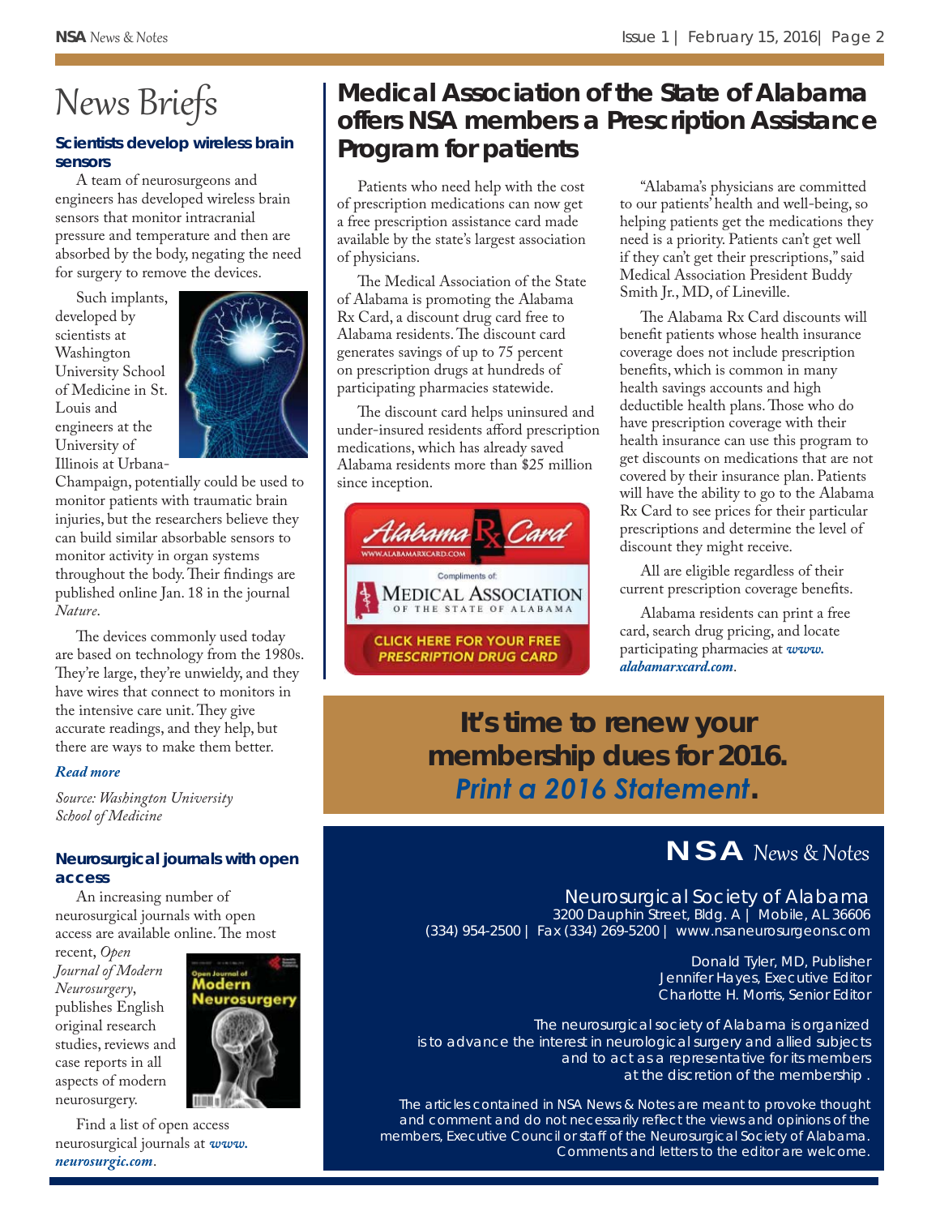# News Briefs

### Scientists develop wireless brain sensors

A team of neurosurgeons and engineers has developed wireless brain sensors that monitor intracranial pressure and temperature and then are absorbed by the body, negating the need for surgery to remove the devices.

Such implants, developed by scientists at Washington University School of Medicine in St. Louis and engineers at the University of Illinois at Urbana-Champaign, potentially could be used to monitor patients with traumatic brain injuries, but the researchers believe they can build similar absorbable sensors to monitor activity in organ systems throughout the body. Their findings are published online Jan. 18 in the journal *Nature*.

The devices commonly used today are based on technology from the 1980s. They're large, they're unwieldy, and they have wires that connect to monitors in the intensive care unit. They give accurate readings, and they help, but there are ways to make them better.

*Read more*

*Source: Washington University School of Medicine*

### Neurosurgical journals with open access

An increasing number of neurosurgical journals with open access are available online. The most recent, *Open Journal of Modern Neurosurgery*, publishes English original research studies, reviews and case reports in all aspects of modern neurosurgery.

Find a list of open access neurosurgical journals at *www.neurosurgic.com*.

## Medical Association of the State of Alabama offers NSA members a Prescription Assistance Program for patients

Patients who need help with the cost of prescription medications can now get a free prescription assistance card made available by the state's largest association of physicians.

The Medical Association of the State of Alabama is promoting the Alabama Rx Card, a discount drug card free to Alabama residents. The discount card generates savings of up to 75 percent on prescription drugs at hundreds of participating pharmacies statewide.

The discount card helps uninsured and under-insured residents afford prescription medications, which has already saved Alabama residents more than $25 million since inception.

Alabama Rx Card
WWW.ALABAMARXCARD.COM
Compliments of:
MEDICAL ASSOCIATION OF THE STATE OF ALABAMA
CLICK HERE FOR YOUR FREE PRESCRIPTION DRUG CARD

"Alabama's physicians are committed to our patients' health and well-being, so helping patients get the medications they need is a priority. Patients can't get well if they can't get their prescriptions," said Medical Association President Buddy Smith Jr., MD, of Lineville.

The Alabama Rx Card discounts will benefit patients whose health insurance coverage does not include prescription benefits, which is common in many health savings accounts and high deductible health plans. Those who do have prescription coverage with their health insurance can use this program to get discounts on medications that are not covered by their insurance plan. Patients will have the ability to go to the Alabama Rx Card to see prices for their particular prescriptions and determine the level of discount they might receive.

All are eligible regardless of their current prescription coverage benefits.

Alabama residents can print a free card, search drug pricing, and locate participating pharmacies at *www.alabamarxcard.com*.

**It's time to renew your membership dues for 2016.**
***Print a 2016 Statement*.**

## NSA *News & Notes*

Neurosurgical Society of Alabama
3200 Dauphin Street, Bldg. A | Mobile, AL 36606
(334) 954-2500 | Fax (334) 269-5200 | www.nsaneurosurgeons.com

Donald Tyler, MD, Publisher
Jennifer Hayes, Executive Editor
Charlotte H. Morris, Senior Editor

The neurosurgical society of Alabama is organized is to advance the interest in neurological surgery and allied subjects and to act as a representative for its members at the discretion of the membership.

The articles contained in NSA News & Notes are meant to provoke thought and comment and do not necessarily reflect the views and opinions of the members, Executive Council or staff of the Neurosurgical Society of Alabama. Comments and letters to the editor are welcome.